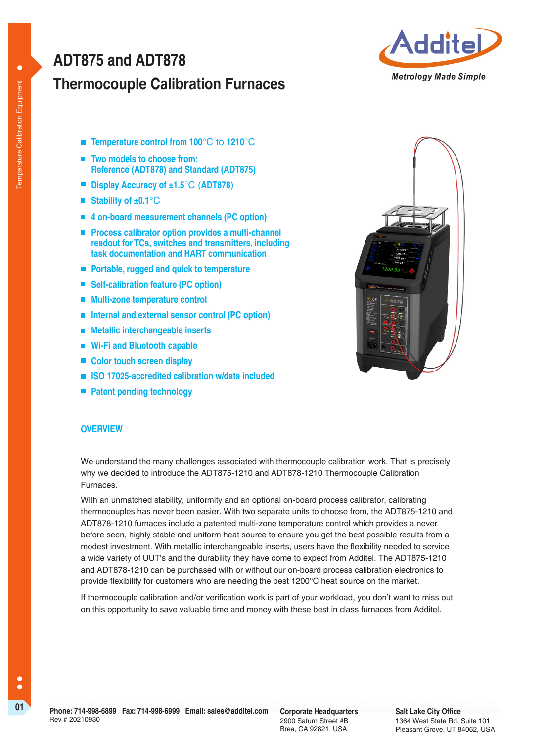# ADT875 and ADT878
## Thermocouple Calibration Furnaces

*Metrology Made Simple*

- Temperature control from 100°C to 1210°C
- Two models to choose from: Reference (ADT878) and Standard (ADT875)
- Display Accuracy of ±1.5°C (ADT878)
- Stability of ±0.1°C
- 4 on-board measurement channels (PC option)
- Process calibrator option provides a multi-channel readout for TCs, switches and transmitters, including task documentation and HART communication
- Portable, rugged and quick to temperature
- Self-calibration feature (PC option)
- Multi-zone temperature control
- Internal and external sensor control (PC option)
- Metallic interchangeable inserts
- Wi-Fi and Bluetooth capable
- Color touch screen display
- ISO 17025-accredited calibration w/data included
- Patent pending technology

### OVERVIEW

We understand the many challenges associated with thermocouple calibration work. That is precisely why we decided to introduce the ADT875-1210 and ADT878-1210 Thermocouple Calibration Furnaces.

With an unmatched stability, uniformity and an optional on-board process calibrator, calibrating thermocouples has never been easier. With two separate units to choose from, the ADT875-1210 and ADT878-1210 furnaces include a patented multi-zone temperature control which provides a never before seen, highly stable and uniform heat source to ensure you get the best possible results from a modest investment. With metallic interchangeable inserts, users have the flexibility needed to service a wide variety of UUT's and the durability they have come to expect from Additel. The ADT875-1210 and ADT878-1210 can be purchased with or without our on-board process calibration electronics to provide flexibility for customers who are needing the best 1200°C heat source on the market.

If thermocouple calibration and/or verification work is part of your workload, you don't want to miss out on this opportunity to save valuable time and money with these best in class furnaces from Additel.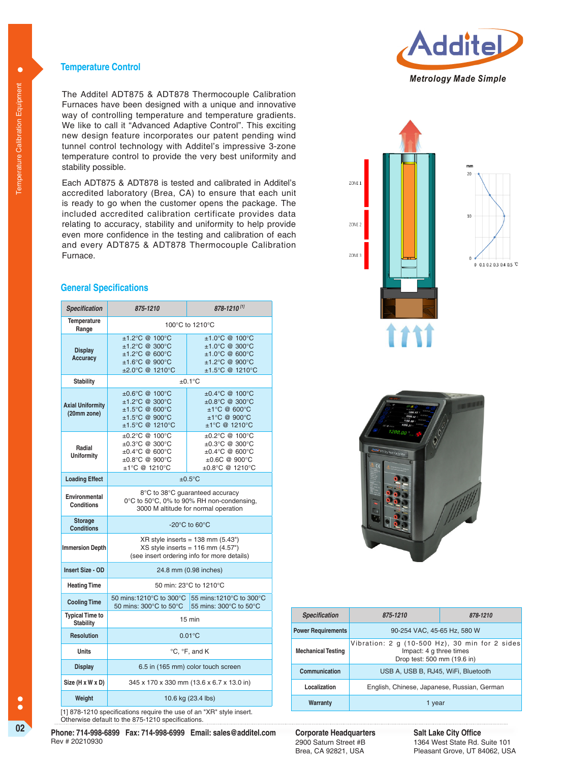## Temperature Control

The Additel ADT875 & ADT878 Thermocouple Calibration Furnaces have been designed with a unique and innovative way of controlling temperature and temperature gradients. We like to call it "Advanced Adaptive Control". This exciting new design feature incorporates our patent pending wind tunnel control technology with Additel's impressive 3-zone temperature control to provide the very best uniformity and stability possible.

Each ADT875 & ADT878 is tested and calibrated in Additel's accredited laboratory (Brea, CA) to ensure that each unit is ready to go when the customer opens the package. The included accredited calibration certificate provides data relating to accuracy, stability and uniformity to help provide even more confidence in the testing and calibration of each and every ADT875 & ADT878 Thermocouple Calibration Furnace.

## General Specifications

| Specification | 875-1210 | 878-1210 [1] |
|---|---|---|
| Temperature Range | 100°C to 1210°C | |
| Display Accuracy | ±1.2°C @ 100°C<br>±1.2°C @ 300°C<br>±1.2°C @ 600°C<br>±1.6°C @ 900°C<br>±2.0°C @ 1210°C | ±1.0°C @ 100°C<br>±1.0°C @ 300°C<br>±1.0°C @ 600°C<br>±1.2°C @ 900°C<br>±1.5°C @ 1210°C |
| Stability | ±0.1°C | |
| Axial Uniformity (20mm zone) | ±0.6°C @ 100°C<br>±1.2°C @ 300°C<br>±1.5°C @ 600°C<br>±1.5°C @ 900°C<br>±1.5°C @ 1210°C | ±0.4°C @ 100°C<br>±0.8°C @ 300°C<br>±1°C @ 600°C<br>±1°C @ 900°C<br>±1°C @ 1210°C |
| Radial Uniformity | ±0.2°C @ 100°C<br>±0.3°C @ 300°C<br>±0.4°C @ 600°C<br>±0.8°C @ 900°C<br>±1°C @ 1210°C | ±0.2°C @ 100°C<br>±0.3°C @ 300°C<br>±0.4°C @ 600°C<br>±0.6C @ 900°C<br>±0.8°C @ 1210°C |
| Loading Effect | ±0.5°C | |
| Environmental Conditions | 8°C to 38°C guaranteed accuracy<br>0°C to 50°C, 0% to 90% RH non-condensing,<br>3000 M altitude for normal operation | |
| Storage Conditions | -20°C to 60°C | |
| Immersion Depth | XR style inserts = 138 mm (5.43")<br>XS style inserts = 116 mm (4.57")<br>(see insert ordering info for more details) | |
| Insert Size - OD | 24.8 mm (0.98 inches) | |
| Heating Time | 50 min: 23°C to 1210°C | |
| Cooling Time | 50 mins:1210°C to 300°C<br>50 mins: 300°C to 50°C | 55 mins:1210°C to 300°C<br>55 mins: 300°C to 50°C |
| Typical Time to Stability | 15 min | |
| Resolution | 0.01°C | |
| Units | °C, °F, and K | |
| Display | 6.5 in (165 mm) color touch screen | |
| Size (H x W x D) | 345 x 170 x 330 mm (13.6 x 6.7 x 13.0 in) | |
| Weight | 10.6 kg (23.4 lbs) | |

[1] 878-1210 specifications require the use of an "XR" style insert. Otherwise default to the 875-1210 specifications.

| Specification | 875-1210 | 878-1210 |
|---|---|---|
| Power Requirements | 90-254 VAC, 45-65 Hz, 580 W | |
| Mechanical Testing | Vibration: 2 g (10-500 Hz), 30 min for 2 sides<br>Impact: 4 g three times<br>Drop test: 500 mm (19.6 in) | |
| Communication | USB A, USB B, RJ45, WiFi, Bluetooth | |
| Localization | English, Chinese, Japanese, Russian, German | |
| Warranty | 1 year | |

**Phone: 714-998-6899 Fax: 714-998-6999 Email: sales@additel.com**
Rev # 20210930

**Corporate Headquarters**
2900 Saturn Street #B
Brea, CA 92821, USA

**Salt Lake City Office**
1364 West State Rd. Suite 101
Pleasant Grove, UT 84062, USA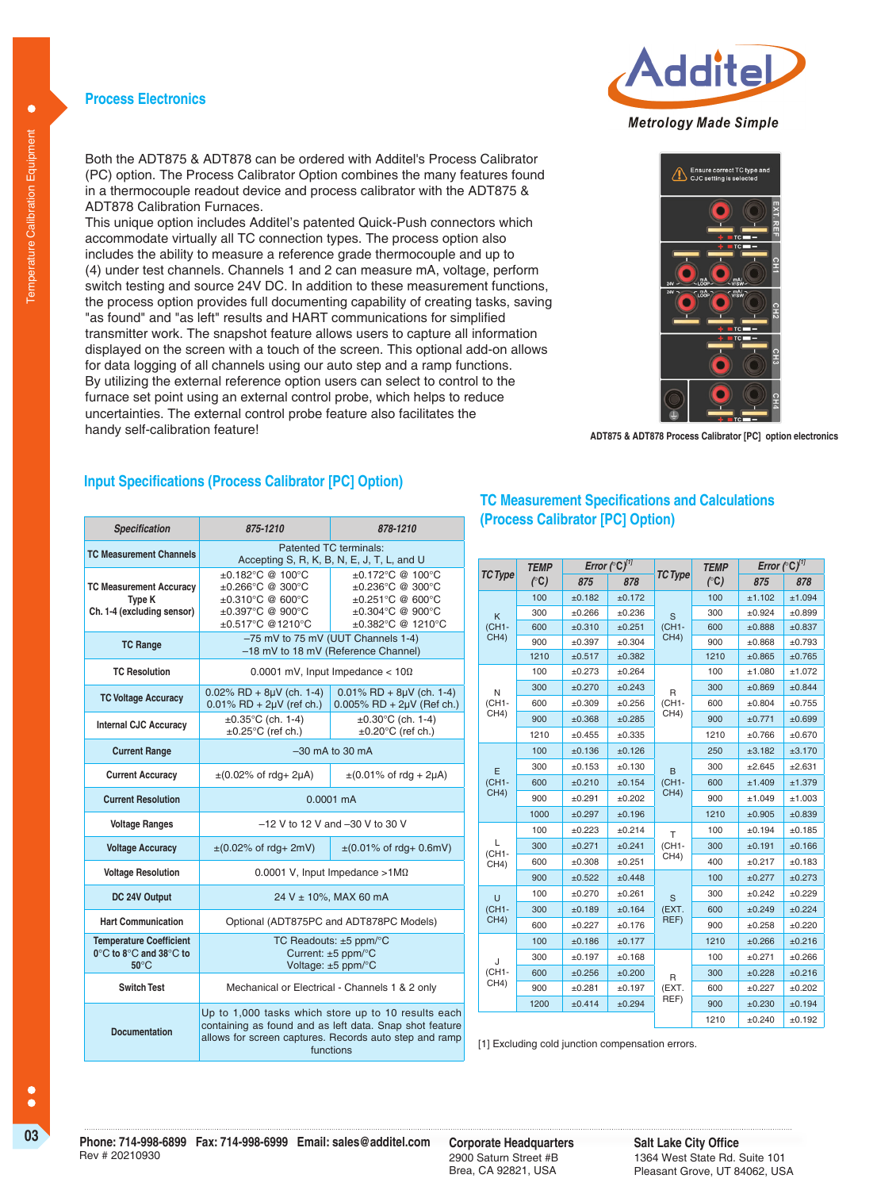## Process Electronics

Both the ADT875 & ADT878 can be ordered with Additel's Process Calibrator (PC) option. The Process Calibrator Option combines the many features found in a thermocouple readout device and process calibrator with the ADT875 & ADT878 Calibration Furnaces.
This unique option includes Additel's patented Quick-Push connectors which accommodate virtually all TC connection types. The process option also includes the ability to measure a reference grade thermocouple and up to (4) under test channels. Channels 1 and 2 can measure mA, voltage, perform switch testing and source 24V DC. In addition to these measurement functions, the process option provides full documenting capability of creating tasks, saving "as found" and "as left" results and HART communications for simplified transmitter work. The snapshot feature allows users to capture all information displayed on the screen with a touch of the screen. This optional add-on allows for data logging of all channels using our auto step and a ramp functions.
By utilizing the external reference option users can select to control to the furnace set point using an external control probe, which helps to reduce uncertainties. The external control probe feature also facilitates the handy self-calibration feature!

ADT875 & ADT878 Process Calibrator [PC] option electronics

## Input Specifications (Process Calibrator [PC] Option)

| Specification | 875-1210 | 878-1210 |
|---|---|---|
| TC Measurement Channels | Patented TC terminals: Accepting S, R, K, B, N, E, J, T, L, and U | |
| TC Measurement Accuracy Type K Ch. 1-4 (excluding sensor) | ±0.182°C @ 100°C<br>±0.266°C @ 300°C<br>±0.310°C @ 600°C<br>±0.397°C @ 900°C<br>±0.517°C @1210°C | ±0.172°C @ 100°C<br>±0.236°C @ 300°C<br>±0.251°C @ 600°C<br>±0.304°C @ 900°C<br>±0.382°C @ 1210°C |
| TC Range | –75 mV to 75 mV (UUT Channels 1-4)<br>–18 mV to 18 mV (Reference Channel) | |
| TC Resolution | 0.0001 mV, Input Impedance < 10Ω | |
| TC Voltage Accuracy | 0.02% RD + 8μV (ch. 1-4)<br>0.01% RD + 2μV (ref ch.) | 0.01% RD + 8μV (ch. 1-4)<br>0.005% RD + 2μV (Ref ch.) |
| Internal CJC Accuracy | ±0.35°C (ch. 1-4)<br>±0.25°C (ref ch.) | ±0.30°C (ch. 1-4)<br>±0.20°C (ref ch.) |
| Current Range | –30 mA to 30 mA | |
| Current Accuracy | ±(0.02% of rdg+ 2μA) | ±(0.01% of rdg + 2μA) |
| Current Resolution | 0.0001 mA | |
| Voltage Ranges | –12 V to 12 V and –30 V to 30 V | |
| Voltage Accuracy | ±(0.02% of rdg+ 2mV) | ±(0.01% of rdg+ 0.6mV) |
| Voltage Resolution | 0.0001 V, Input Impedance >1MΩ | |
| DC 24V Output | 24 V ± 10%, MAX 60 mA | |
| Hart Communication | Optional (ADT875PC and ADT878PC Models) | |
| Temperature Coefficient 0°C to 8°C and 38°C to 50°C | TC Readouts: ±5 ppm/°C<br>Current: ±5 ppm/°C<br>Voltage: ±5 ppm/°C | |
| Switch Test | Mechanical or Electrical - Channels 1 & 2 only | |
| Documentation | Up to 1,000 tasks which store up to 10 results each containing as found and as left data. Snap shot feature allows for screen captures. Records auto step and ramp functions | |

## TC Measurement Specifications and Calculations (Process Calibrator [PC] Option)

| TC Type | TEMP (°C) | Error (°C)[1] 875 | Error (°C)[1] 878 | TC Type | TEMP (°C) | Error (°C)[1] 875 | Error (°C)[1] 878 |
|---|---|---|---|---|---|---|---|
| K (CH1-CH4) | 100 | ±0.182 | ±0.172 | S (CH1-CH4) | 100 | ±1.102 | ±1.094 |
| | 300 | ±0.266 | ±0.236 | | 300 | ±0.924 | ±0.899 |
| | 600 | ±0.310 | ±0.251 | | 600 | ±0.888 | ±0.837 |
| | 900 | ±0.397 | ±0.304 | | 900 | ±0.868 | ±0.793 |
| | 1210 | ±0.517 | ±0.382 | | 1210 | ±0.865 | ±0.765 |
| N (CH1-CH4) | 100 | ±0.273 | ±0.264 | R (CH1-CH4) | 100 | ±1.080 | ±1.072 |
| | 300 | ±0.270 | ±0.243 | | 300 | ±0.869 | ±0.844 |
| | 600 | ±0.309 | ±0.256 | | 600 | ±0.804 | ±0.755 |
| | 900 | ±0.368 | ±0.285 | | 900 | ±0.771 | ±0.699 |
| | 1210 | ±0.455 | ±0.335 | | 1210 | ±0.766 | ±0.670 |
| E (CH1-CH4) | 100 | ±0.136 | ±0.126 | B (CH1-CH4) | 250 | ±3.182 | ±3.170 |
| | 300 | ±0.153 | ±0.130 | | 300 | ±2.645 | ±2.631 |
| | 600 | ±0.210 | ±0.154 | | 600 | ±1.409 | ±1.379 |
| | 900 | ±0.291 | ±0.202 | | 900 | ±1.049 | ±1.003 |
| | 1000 | ±0.297 | ±0.196 | | 1210 | ±0.905 | ±0.839 |
| L (CH1-CH4) | 100 | ±0.223 | ±0.214 | T (CH1-CH4) | 100 | ±0.194 | ±0.185 |
| | 300 | ±0.271 | ±0.241 | | 300 | ±0.191 | ±0.166 |
| | 600 | ±0.308 | ±0.251 | | 400 | ±0.217 | ±0.183 |
| | 900 | ±0.522 | ±0.448 | S (EXT. REF) | 100 | ±0.277 | ±0.273 |
| U (CH1-CH4) | 100 | ±0.270 | ±0.261 | | 300 | ±0.242 | ±0.229 |
| | 300 | ±0.189 | ±0.164 | | 600 | ±0.249 | ±0.224 |
| | 600 | ±0.227 | ±0.176 | | 900 | ±0.258 | ±0.220 |
| J (CH1-CH4) | 100 | ±0.186 | ±0.177 | | 1210 | ±0.266 | ±0.216 |
| | 300 | ±0.197 | ±0.168 | R (EXT. REF) | 100 | ±0.271 | ±0.266 |
| | 600 | ±0.256 | ±0.200 | | 300 | ±0.228 | ±0.216 |
| | 900 | ±0.281 | ±0.197 | | 600 | ±0.227 | ±0.202 |
| | 1200 | ±0.414 | ±0.294 | | 900 | ±0.230 | ±0.194 |
| | | | | | 1210 | ±0.240 | ±0.192 |

[1] Excluding cold junction compensation errors.

**Phone: 714-998-6899 Fax: 714-998-6999 Email: sales@additel.com**
Rev # 20210930

**Corporate Headquarters**
2900 Saturn Street #B
Brea, CA 92821, USA

**Salt Lake City Office**
1364 West State Rd. Suite 101
Pleasant Grove, UT 84062, USA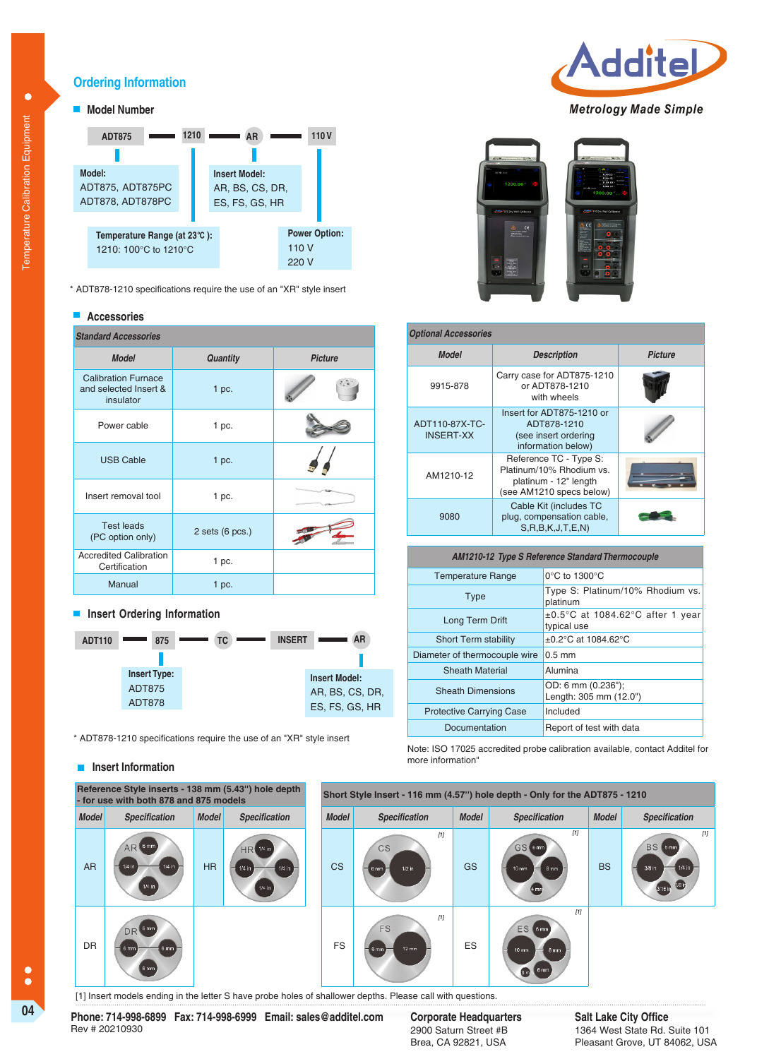## Ordering Information

### Model Number

ADT875 — 1210 — AR — 110 V

**Model:**
ADT875, ADT875PC
ADT878, ADT878PC

**Insert Model:**
AR, BS, CS, DR,
ES, FS, GS, HR

**Temperature Range (at 23℃ ):**
1210: 100°C to 1210°C

**Power Option:**
110 V
220 V

\* ADT878-1210 specifications require the use of an "XR" style insert

### Accessories

| *Standard Accessories* | | |
|---|---|---|
| ***Model*** | ***Quantity*** | ***Picture*** |
| Calibration Furnace and selected Insert & insulator | 1 pc. | |
| Power cable | 1 pc. | |
| USB Cable | 1 pc. | |
| Insert removal tool | 1 pc. | |
| Test leads (PC option only) | 2 sets (6 pcs.) | |
| Accredited Calibration Certification | 1 pc. | |
| Manual | 1 pc. | |

| *Optional Accessories* | | |
|---|---|---|
| ***Model*** | ***Description*** | ***Picture*** |
| 9915-878 | Carry case for ADT875-1210 or ADT878-1210 with wheels | |
| ADT110-87X-TC-INSERT-XX | Insert for ADT875-1210 or ADT878-1210 (see insert ordering information below) | |
| AM1210-12 | Reference TC - Type S: Platinum/10% Rhodium vs. platinum - 12" length (see AM1210 specs below) | |
| 9080 | Cable Kit (includes TC plug, compensation cable, S,R,B,K,J,T,E,N) | |

| *AM1210-12 Type S Reference Standard Thermocouple* | |
|---|---|
| Temperature Range | 0°C to 1300°C |
| Type | Type S: Platinum/10% Rhodium vs. platinum |
| Long Term Drift | ±0.5°C at 1084.62°C after 1 year typical use |
| Short Term stability | ±0.2°C at 1084.62°C |
| Diameter of thermocouple wire | 0.5 mm |
| Sheath Material | Alumina |
| Sheath Dimensions | OD: 6 mm (0.236"); Length: 305 mm (12.0") |
| Protective Carrying Case | Included |
| Documentation | Report of test with data |

Note: ISO 17025 accredited probe calibration available, contact Additel for more information"

### Insert Ordering Information

ADT110 — 875 — TC — INSERT — AR

**Insert Type:**
ADT875
ADT878

**Insert Model:**
AR, BS, CS, DR,
ES, FS, GS, HR

\* ADT878-1210 specifications require the use of an "XR" style insert

### Insert Information

| Reference Style inserts - 138 mm (5.43") hole depth - for use with both 878 and 875 models | | | |
|---|---|---|---|
| ***Model*** | ***Specification*** | ***Model*** | ***Specification*** |
| AR | AR: 6 mm, 1/4 in, 1/4 in, 1/4 in | HR | HR: 1/4 in, 1/4 in, 1/4 in, 1/4 in |
| DR | DR: 6 mm, 6 mm, 6 mm, 6 mm | | |

| Short Style Insert - 116 mm (4.57") hole depth - Only for the ADT875 - 1210 | | | | | |
|---|---|---|---|---|---|
| ***Model*** | ***Specification*** | ***Model*** | ***Specification*** | ***Model*** | ***Specification*** |
| CS | [1] CS: 6 mm, 1/2 in | GS | [1] GS: 6 mm, 10 mm, 8 mm, 4 mm | BS | [1] BS: 6 mm, 3/8 in, 1/4 in, 3/16 in, 1/8 in |
| FS | [1] FS: 6 mm, 12 mm | ES | [1] ES: 6 mm, 10 mm, 8 mm, 3 mm, 6 mm | | |

[1] Insert models ending in the letter S have probe holes of shallower depths. Please call with questions.

**Phone: 714-998-6899 Fax: 714-998-6999 Email: sales@additel.com**
Rev # 20210930

**Corporate Headquarters**
2900 Saturn Street #B
Brea, CA 92821, USA

**Salt Lake City Office**
1364 West State Rd. Suite 101
Pleasant Grove, UT 84062, USA